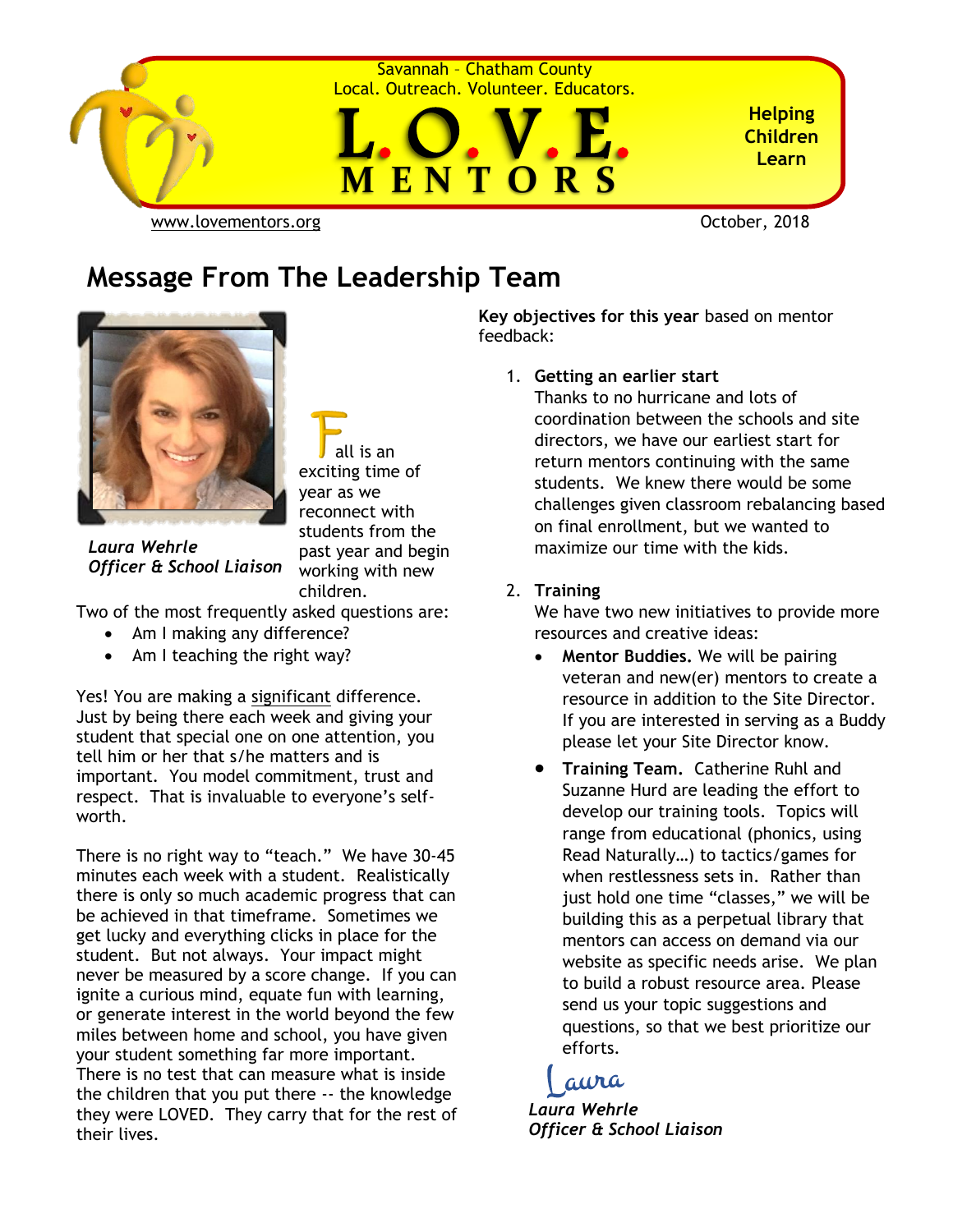Savannah – Chatham County
Local. Outreach. Volunteer. Educators.

# L.O.V.E. MENTORS

**Helping Children Learn**

www.lovementors.org

October, 2018

## Message From The Leadership Team

*Laura Wehrle*
*Officer & School Liaison*

Fall is an exciting time of year as we reconnect with students from the past year and begin working with new children.

Two of the most frequently asked questions are:

- Am I making any difference?
- Am I teaching the right way?

Yes! You are making a significant difference. Just by being there each week and giving your student that special one on one attention, you tell him or her that s/he matters and is important. You model commitment, trust and respect. That is invaluable to everyone's self-worth.

There is no right way to "teach." We have 30-45 minutes each week with a student. Realistically there is only so much academic progress that can be achieved in that timeframe. Sometimes we get lucky and everything clicks in place for the student. But not always. Your impact might never be measured by a score change. If you can ignite a curious mind, equate fun with learning, or generate interest in the world beyond the few miles between home and school, you have given your student something far more important. There is no test that can measure what is inside the children that you put there -- the knowledge they were LOVED. They carry that for the rest of their lives.

**Key objectives for this year** based on mentor feedback:

1. **Getting an earlier start**
   Thanks to no hurricane and lots of coordination between the schools and site directors, we have our earliest start for return mentors continuing with the same students. We knew there would be some challenges given classroom rebalancing based on final enrollment, but we wanted to maximize our time with the kids.

2. **Training**
   We have two new initiatives to provide more resources and creative ideas:
   - **Mentor Buddies.** We will be pairing veteran and new(er) mentors to create a resource in addition to the Site Director. If you are interested in serving as a Buddy please let your Site Director know.
   - **Training Team.** Catherine Ruhl and Suzanne Hurd are leading the effort to develop our training tools. Topics will range from educational (phonics, using Read Naturally…) to tactics/games for when restlessness sets in. Rather than just hold one time "classes," we will be building this as a perpetual library that mentors can access on demand via our website as specific needs arise. We plan to build a robust resource area. Please send us your topic suggestions and questions, so that we best prioritize our efforts.

Laura

*Laura Wehrle*
*Officer & School Liaison*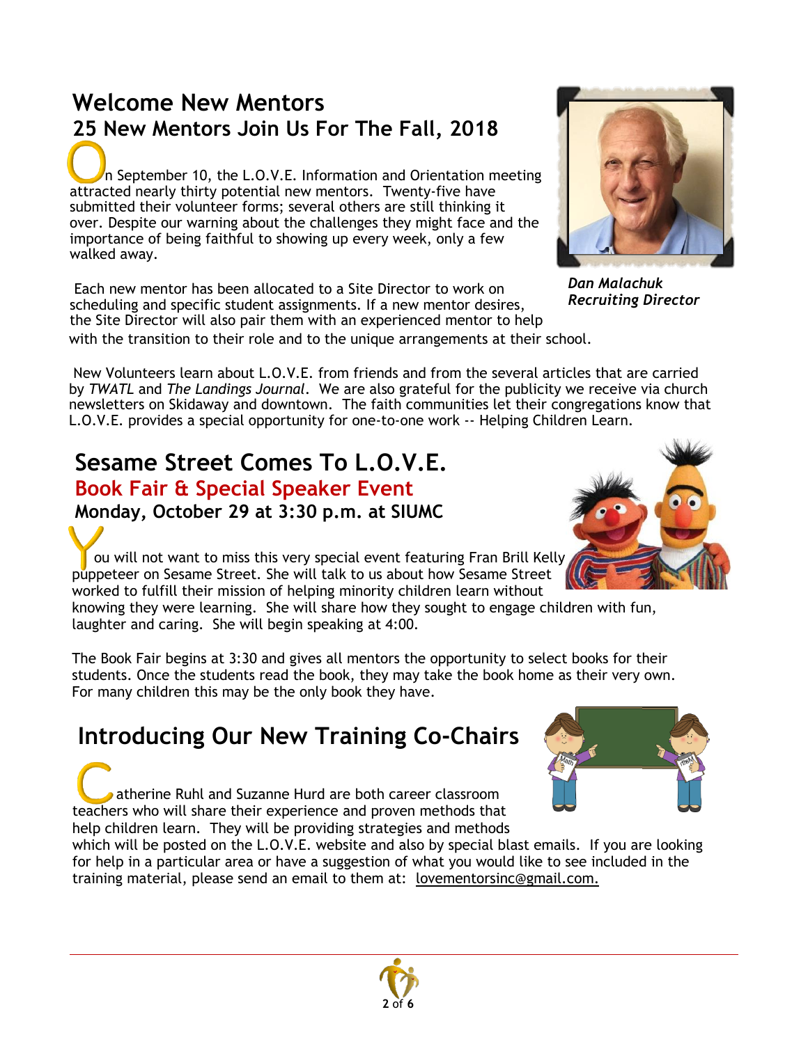## Welcome New Mentors

### 25 New Mentors Join Us For The Fall, 2018

On September 10, the L.O.V.E. Information and Orientation meeting attracted nearly thirty potential new mentors. Twenty-five have submitted their volunteer forms; several others are still thinking it over. Despite our warning about the challenges they might face and the importance of being faithful to showing up every week, only a few walked away.

*Dan Malachuk*
*Recruiting Director*

Each new mentor has been allocated to a Site Director to work on scheduling and specific student assignments. If a new mentor desires, the Site Director will also pair them with an experienced mentor to help with the transition to their role and to the unique arrangements at their school.

New Volunteers learn about L.O.V.E. from friends and from the several articles that are carried by *TWATL* and *The Landings Journal*. We are also grateful for the publicity we receive via church newsletters on Skidaway and downtown. The faith communities let their congregations know that L.O.V.E. provides a special opportunity for one-to-one work -- Helping Children Learn.

## Sesame Street Comes To L.O.V.E.

### Book Fair & Special Speaker Event

**Monday, October 29 at 3:30 p.m. at SIUMC**

You will not want to miss this very special event featuring Fran Brill Kelly puppeteer on Sesame Street. She will talk to us about how Sesame Street worked to fulfill their mission of helping minority children learn without knowing they were learning. She will share how they sought to engage children with fun, laughter and caring. She will begin speaking at 4:00.

The Book Fair begins at 3:30 and gives all mentors the opportunity to select books for their students. Once the students read the book, they may take the book home as their very own. For many children this may be the only book they have.

## Introducing Our New Training Co-Chairs

Catherine Ruhl and Suzanne Hurd are both career classroom teachers who will share their experience and proven methods that help children learn. They will be providing strategies and methods which will be posted on the L.O.V.E. website and also by special blast emails. If you are looking for help in a particular area or have a suggestion of what you would like to see included in the training material, please send an email to them at: lovementorsinc@gmail.com.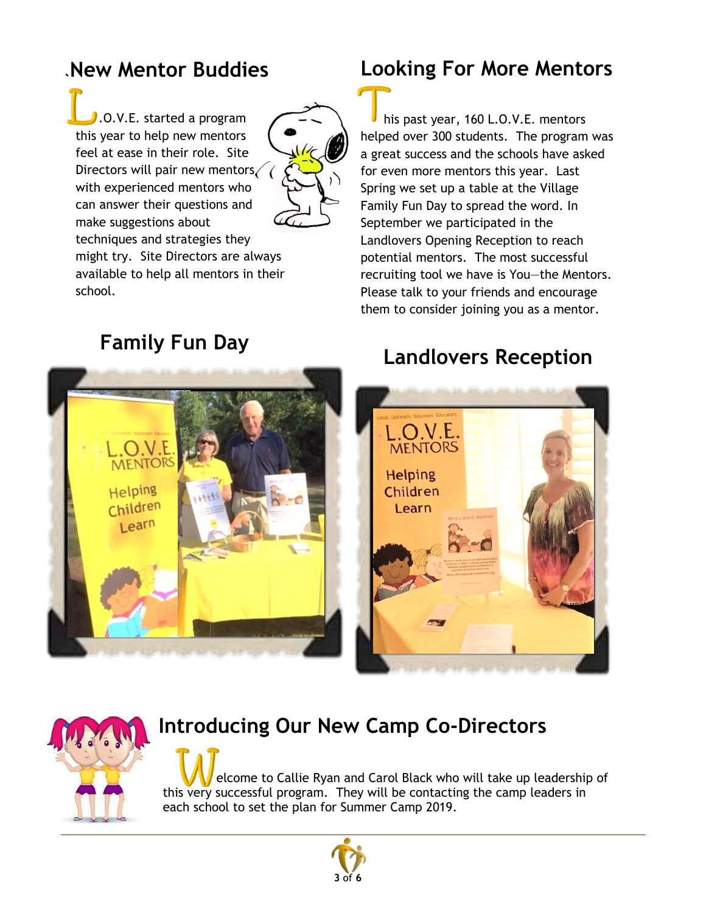## New Mentor Buddies

L.O.V.E. started a program this year to help new mentors feel at ease in their role. Site Directors will pair new mentors with experienced mentors who can answer their questions and make suggestions about techniques and strategies they might try. Site Directors are always available to help all mentors in their school.

## Looking For More Mentors

This past year, 160 L.O.V.E. mentors helped over 300 students. The program was a great success and the schools have asked for even more mentors this year. Last Spring we set up a table at the Village Family Fun Day to spread the word. In September we participated in the Landlovers Opening Reception to reach potential mentors. The most successful recruiting tool we have is You—the Mentors. Please talk to your friends and encourage them to consider joining you as a mentor.

## Family Fun Day

## Landlovers Reception

## Introducing Our New Camp Co-Directors

Welcome to Callie Ryan and Carol Black who will take up leadership of this very successful program. They will be contacting the camp leaders in each school to set the plan for Summer Camp 2019.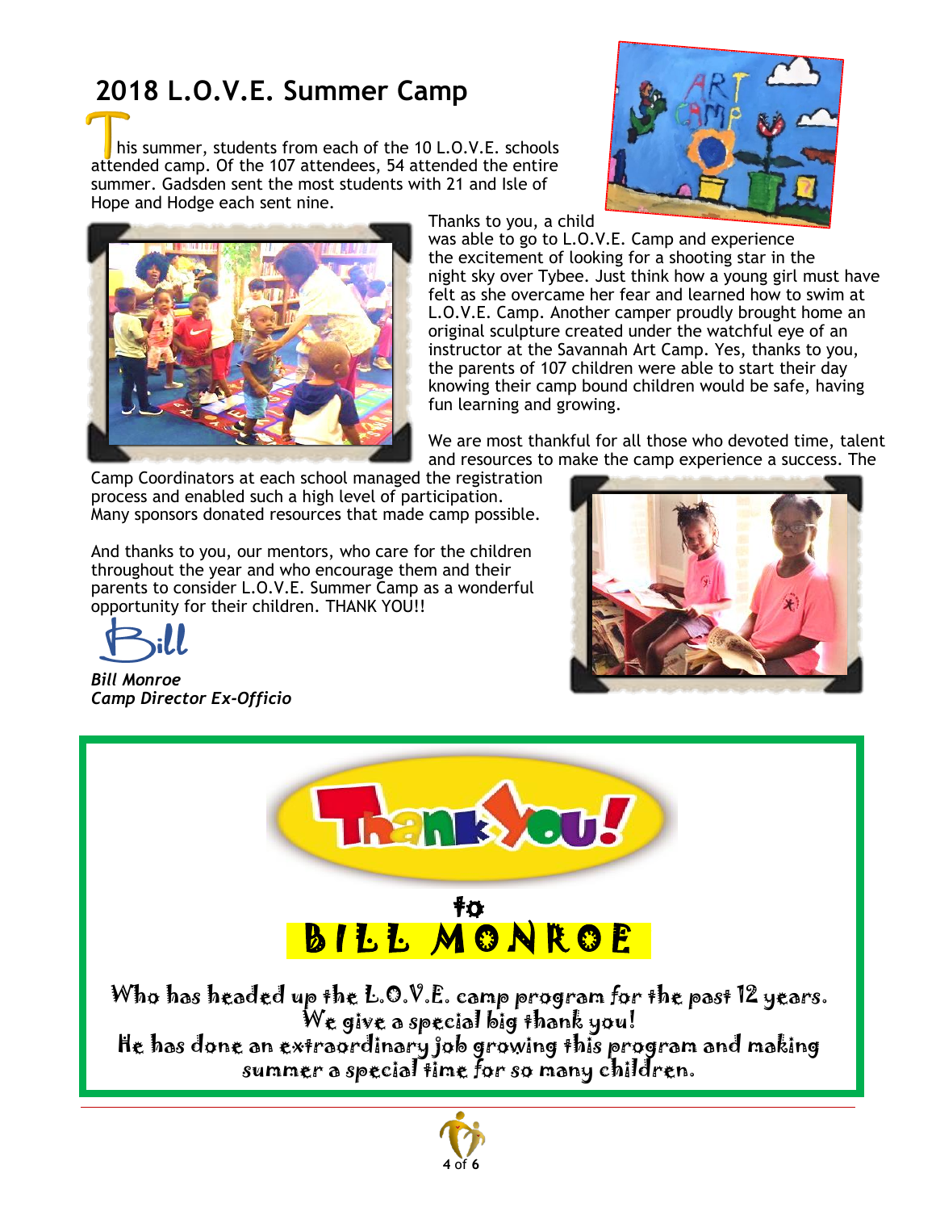## 2018 L.O.V.E. Summer Camp

This summer, students from each of the 10 L.O.V.E. schools attended camp. Of the 107 attendees, 54 attended the entire summer. Gadsden sent the most students with 21 and Isle of Hope and Hodge each sent nine.

Thanks to you, a child was able to go to L.O.V.E. Camp and experience the excitement of looking for a shooting star in the night sky over Tybee. Just think how a young girl must have felt as she overcame her fear and learned how to swim at L.O.V.E. Camp. Another camper proudly brought home an original sculpture created under the watchful eye of an instructor at the Savannah Art Camp. Yes, thanks to you, the parents of 107 children were able to start their day knowing their camp bound children would be safe, having fun learning and growing.

We are most thankful for all those who devoted time, talent and resources to make the camp experience a success. The Camp Coordinators at each school managed the registration process and enabled such a high level of participation. Many sponsors donated resources that made camp possible.

And thanks to you, our mentors, who care for the children throughout the year and who encourage them and their parents to consider L.O.V.E. Summer Camp as a wonderful opportunity for their children. THANK YOU!!

Bill

*Bill Monroe*
*Camp Director Ex-Officio*

---

**Thank You!**

to

**BILL MONROE**

Who has headed up the L.O.V.E. camp program for the past 12 years.
We give a special big thank you!
He has done an extraordinary job growing this program and making summer a special time for so many children.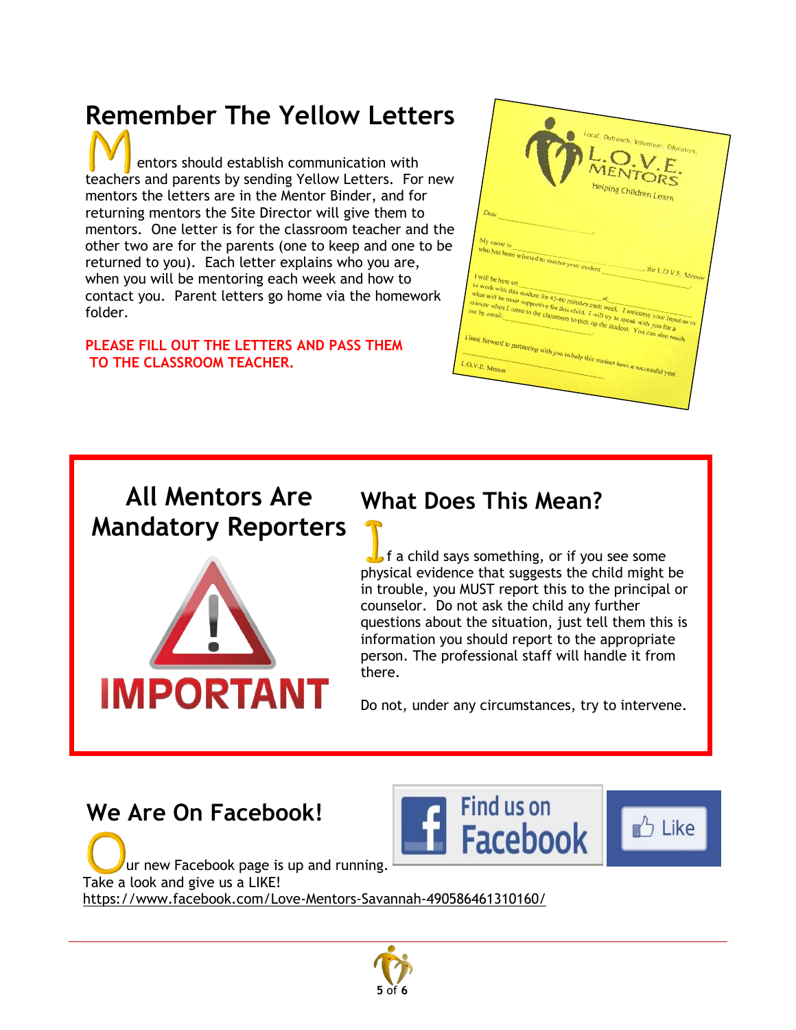## Remember The Yellow Letters

Mentors should establish communication with teachers and parents by sending Yellow Letters. For new mentors the letters are in the Mentor Binder, and for returning mentors the Site Director will give them to mentors. One letter is for the classroom teacher and the other two are for the parents (one to keep and one to be returned to you). Each letter explains who you are, when you will be mentoring each week and how to contact you. Parent letters go home via the homework folder.

**PLEASE FILL OUT THE LETTERS AND PASS THEM TO THE CLASSROOM TEACHER.**

## All Mentors Are Mandatory Reporters

**IMPORTANT**

## What Does This Mean?

If a child says something, or if you see some physical evidence that suggests the child might be in trouble, you MUST report this to the principal or counselor. Do not ask the child any further questions about the situation, just tell them this is information you should report to the appropriate person. The professional staff will handle it from there.

Do not, under any circumstances, try to intervene.

## We Are On Facebook!

Our new Facebook page is up and running. Take a look and give us a LIKE!
https://www.facebook.com/Love-Mentors-Savannah-490586461310160/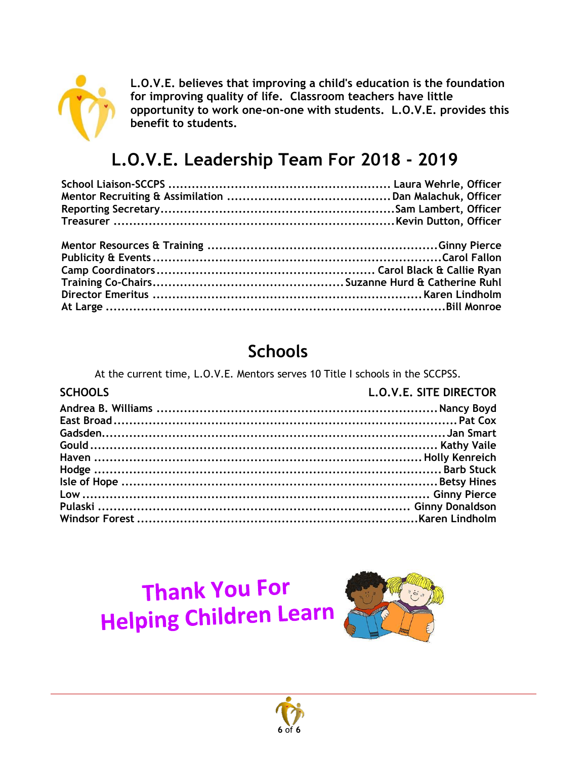**L.O.V.E. believes that improving a child's education is the foundation for improving quality of life. Classroom teachers have little opportunity to work one-on-one with students. L.O.V.E. provides this benefit to students.**

## L.O.V.E. Leadership Team For 2018 - 2019

**School Liaison-SCCPS ........................................................ Laura Wehrle, Officer**
**Mentor Recruiting & Assimilation .......................................... Dan Malachuk, Officer**
**Reporting Secretary............................................................Sam Lambert, Officer**
**Treasurer ........................................................................Kevin Dutton, Officer**

**Mentor Resources & Training ...........................................................Ginny Pierce**
**Publicity & Events............................................................................Carol Fallon**
**Camp Coordinators......................................................... Carol Black & Callie Ryan**
**Training Co-Chairs.................................................Suzanne Hurd & Catherine Ruhl**
**Director Emeritus .....................................................................Karen Lindholm**
**At Large ..........................................................................................Bill Monroe**

## Schools

At the current time, L.O.V.E. Mentors serves 10 Title I schools in the SCCPSS.

| SCHOOLS | L.O.V.E. SITE DIRECTOR |
|---|---|
| Andrea B. Williams | Nancy Boyd |
| East Broad | Pat Cox |
| Gadsden | Jan Smart |
| Gould | Kathy Vaile |
| Haven | Holly Kenreich |
| Hodge | Barb Stuck |
| Isle of Hope | Betsy Hines |
| Low | Ginny Pierce |
| Pulaski | Ginny Donaldson |
| Windsor Forest | Karen Lindholm |

**Thank You For Helping Children Learn**